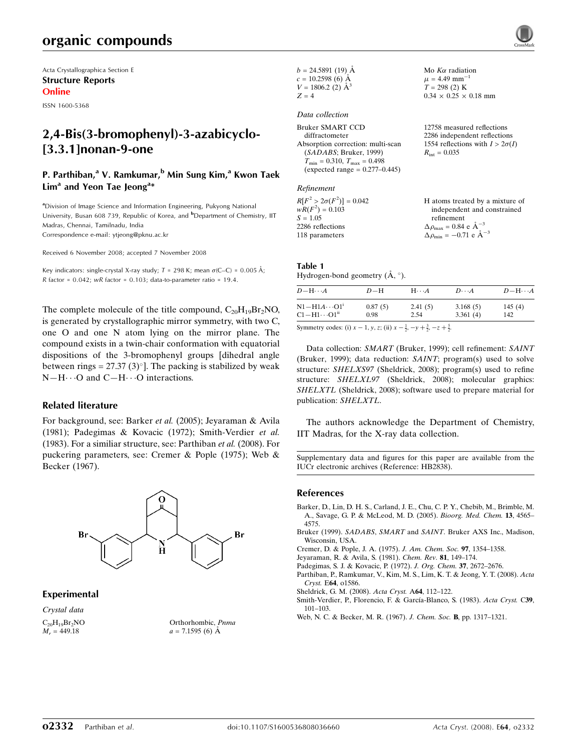Acta Crystallographica Section E
**Structure Reports Online**
ISSN 1600-5368

# 2,4-Bis(3-bromophenyl)-3-azabicyclo[3.3.1]nonan-9-one

**P. Parthiban,[a] V. Ramkumar,[b] Min Sung Kim,[a] Kwon Taek Lim[a] and Yeon Tae Jeong[a]***

[a]Division of Image Science and Information Engineering, Pukyong National University, Busan 608 739, Republic of Korea, and [b]Department of Chemistry, IIT Madras, Chennai, Tamilnadu, India
Correspondence e-mail: ytjeong@pknu.ac.kr

Received 6 November 2008; accepted 7 November 2008

Key indicators: single-crystal X-ray study; $T$ = 298 K; mean $\sigma$(C–C) = 0.005 Å; $R$ factor = 0.042; $wR$ factor = 0.103; data-to-parameter ratio = 19.4.

The complete molecule of the title compound, $C_{20}H_{19}Br_2NO$, is generated by crystallographic mirror symmetry, with two C, one O and one N atom lying on the mirror plane. The compound exists in a twin-chair conformation with equatorial dispositions of the 3-bromophenyl groups [dihedral angle between rings = 27.37 (3)°]. The packing is stabilized by weak N—H···O and C—H···O interactions.

## Related literature

For background, see: Barker *et al.* (2005); Jeyaraman & Avila (1981); Padegimas & Kovacic (1972); Smith-Verdier *et al.* (1983). For a similiar structure, see: Parthiban *et al.* (2008). For puckering parameters, see: Cremer & Pople (1975); Web & Becker (1967).

## Experimental

### Crystal data

$C_{20}H_{19}Br_2NO$
$M_r$ = 449.18
Orthorhombic, $Pnma$
$a$ = 7.1595 (6) Å
$b$ = 24.5891 (19) Å
$c$ = 10.2598 (6) Å
$V$ = 1806.2 (2) Å$^3$
$Z$ = 4
Mo $K\alpha$ radiation
$\mu$ = 4.49 mm$^{-1}$
$T$ = 298 (2) K
0.34 × 0.25 × 0.18 mm

### Data collection

Bruker SMART CCD diffractometer
Absorption correction: multi-scan (*SADABS*; Bruker, 1999)
$T_{min}$ = 0.310, $T_{max}$ = 0.498 (expected range = 0.277–0.445)
12758 measured reflections
2286 independent reflections
1554 reflections with $I > 2\sigma(I)$
$R_{int}$ = 0.035

### Refinement

$R[F^2 > 2\sigma(F^2)]$ = 0.042
$wR(F^2)$ = 0.103
$S$ = 1.05
2286 reflections
118 parameters
H atoms treated by a mixture of independent and constrained refinement
$\Delta\rho_{max}$ = 0.84 e Å$^{-3}$
$\Delta\rho_{min}$ = −0.71 e Å$^{-3}$

**Table 1**
Hydrogen-bond geometry (Å, °).

| $D$—H···$A$ | $D$—H | H···$A$ | $D$···$A$ | $D$—H···$A$ |
|---|---|---|---|---|
| N1—H1$A$···O1[i] | 0.87 (5) | 2.41 (5) | 3.168 (5) | 145 (4) |
| C1—H1···O1[ii] | 0.98 | 2.54 | 3.361 (4) | 142 |

Symmetry codes: (i) $x-1, y, z$; (ii) $x-\frac{1}{2}, -y+\frac{3}{2}, -z+\frac{5}{2}$.

Data collection: *SMART* (Bruker, 1999); cell refinement: *SAINT* (Bruker, 1999); data reduction: *SAINT*; program(s) used to solve structure: *SHELXS97* (Sheldrick, 2008); program(s) used to refine structure: *SHELXL97* (Sheldrick, 2008); molecular graphics: *SHELXTL* (Sheldrick, 2008); software used to prepare material for publication: *SHELXTL*.

The authors acknowledge the Department of Chemistry, IIT Madras, for the X-ray data collection.

Supplementary data and figures for this paper are available from the IUCr electronic archives (Reference: HB2838).

## References

Barker, D., Lin, D. H. S., Carland, J. E., Chu, C. P. Y., Chebib, M., Brimble, M. A., Savage, G. P. & McLeod, M. D. (2005). *Bioorg. Med. Chem.* **13**, 4565–4575.
Bruker (1999). *SADABS*, *SMART* and *SAINT*. Bruker AXS Inc., Madison, Wisconsin, USA.
Cremer, D. & Pople, J. A. (1975). *J. Am. Chem. Soc.* **97**, 1354–1358.
Jeyaraman, R. & Avila, S. (1981). *Chem. Rev.* **81**, 149–174.
Padegimas, S. J. & Kovacic, P. (1972). *J. Org. Chem.* **37**, 2672–2676.
Parthiban, P., Ramkumar, V., Kim, M. S., Lim, K. T. & Jeong, Y. T. (2008). *Acta Cryst.* E**64**, o1586.
Sheldrick, G. M. (2008). *Acta Cryst.* A**64**, 112–122.
Smith-Verdier, P., Florencio, F. & García-Blanco, S. (1983). *Acta Cryst.* C**39**, 101–103.
Web, N. C. & Becker, M. R. (1967). *J. Chem. Soc.* **B**, pp. 1317–1321.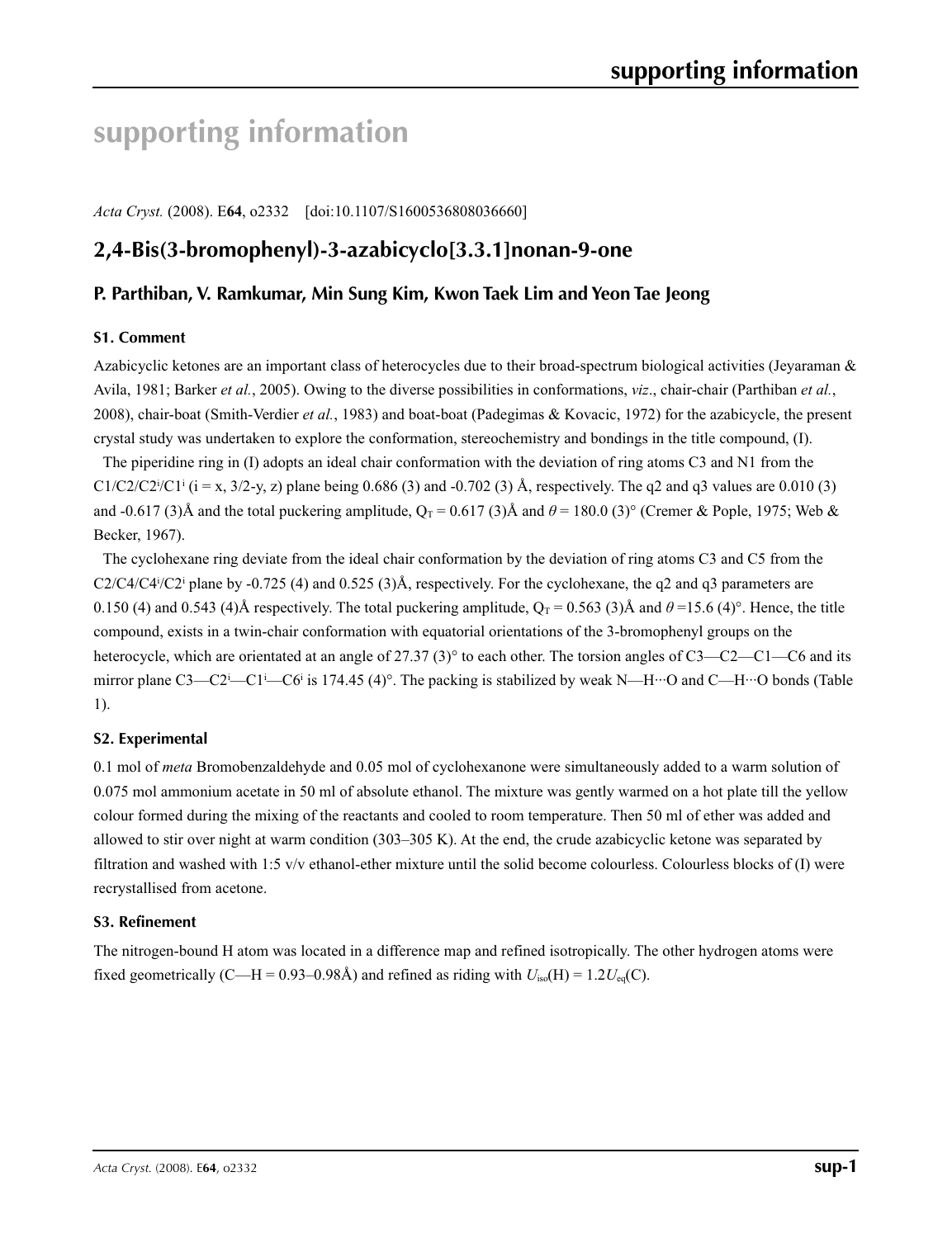# supporting information

*Acta Cryst.* (2008). E**64**, o2332    [doi:10.1107/S1600536808036660]

## 2,4-Bis(3-bromophenyl)-3-azabicyclo[3.3.1]nonan-9-one

### P. Parthiban, V. Ramkumar, Min Sung Kim, Kwon Taek Lim and Yeon Tae Jeong

#### S1. Comment

Azabicyclic ketones are an important class of heterocycles due to their broad-spectrum biological activities (Jeyaraman & Avila, 1981; Barker *et al.*, 2005). Owing to the diverse possibilities in conformations, *viz*., chair-chair (Parthiban *et al.*, 2008), chair-boat (Smith-Verdier *et al.*, 1983) and boat-boat (Padegimas & Kovacic, 1972) for the azabicycle, the present crystal study was undertaken to explore the conformation, stereochemistry and bondings in the title compound, (I).

The piperidine ring in (I) adopts an ideal chair conformation with the deviation of ring atoms C3 and N1 from the C1/C2/C2$^i$/C1$^i$ (i = x, 3/2-y, z) plane being 0.686 (3) and -0.702 (3) Å, respectively. The q2 and q3 values are 0.010 (3) and -0.617 (3)Å and the total puckering amplitude, $Q_T$ = 0.617 (3)Å and $\theta$ = 180.0 (3)° (Cremer & Pople, 1975; Web & Becker, 1967).

The cyclohexane ring deviate from the ideal chair conformation by the deviation of ring atoms C3 and C5 from the C2/C4/C4$^i$/C2$^i$ plane by -0.725 (4) and 0.525 (3)Å, respectively. For the cyclohexane, the q2 and q3 parameters are 0.150 (4) and 0.543 (4)Å respectively. The total puckering amplitude, $Q_T$ = 0.563 (3)Å and $\theta$ =15.6 (4)°. Hence, the title compound, exists in a twin-chair conformation with equatorial orientations of the 3-bromophenyl groups on the heterocycle, which are orientated at an angle of 27.37 (3)° to each other. The torsion angles of C3—C2—C1—C6 and its mirror plane C3—C2$^i$—C1$^i$—C6$^i$ is 174.45 (4)°. The packing is stabilized by weak N—H···O and C—H···O bonds (Table 1).

#### S2. Experimental

0.1 mol of *meta* Bromobenzaldehyde and 0.05 mol of cyclohexanone were simultaneously added to a warm solution of 0.075 mol ammonium acetate in 50 ml of absolute ethanol. The mixture was gently warmed on a hot plate till the yellow colour formed during the mixing of the reactants and cooled to room temperature. Then 50 ml of ether was added and allowed to stir over night at warm condition (303–305 K). At the end, the crude azabicyclic ketone was separated by filtration and washed with 1:5 v/v ethanol-ether mixture until the solid become colourless. Colourless blocks of (I) were recrystallised from acetone.

#### S3. Refinement

The nitrogen-bound H atom was located in a difference map and refined isotropically. The other hydrogen atoms were fixed geometrically (C—H = 0.93–0.98Å) and refined as riding with $U_{iso}$(H) = 1.2$U_{eq}$(C).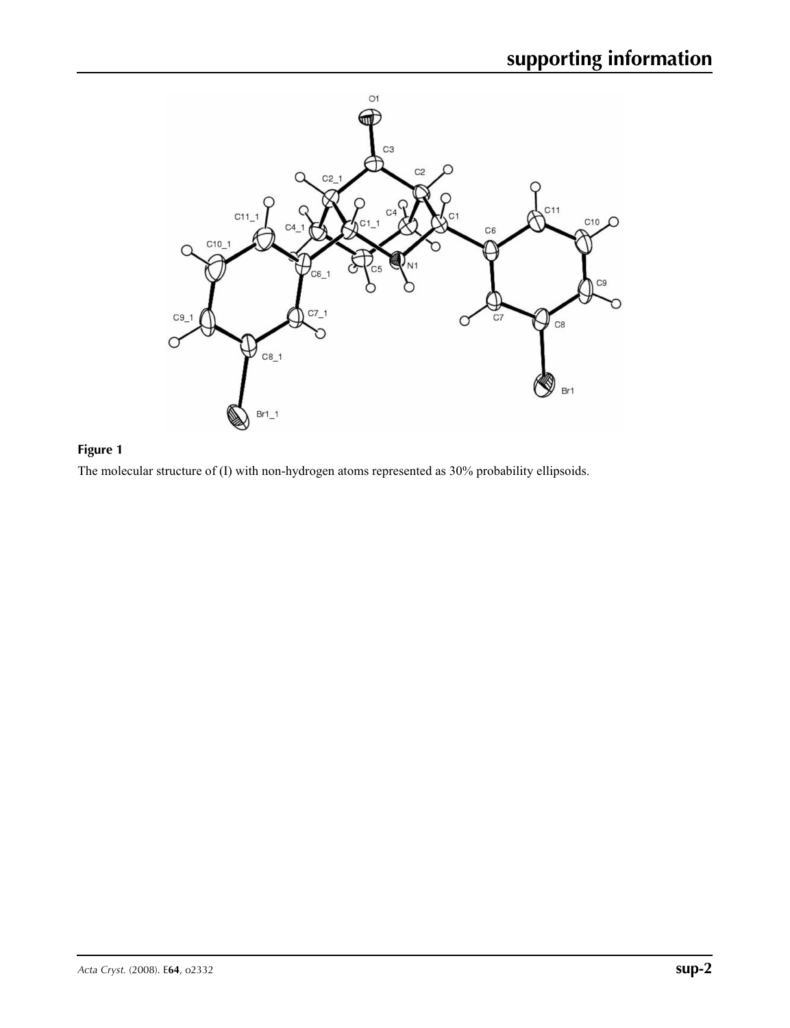**Figure 1**

The molecular structure of (I) with non-hydrogen atoms represented as 30% probability ellipsoids.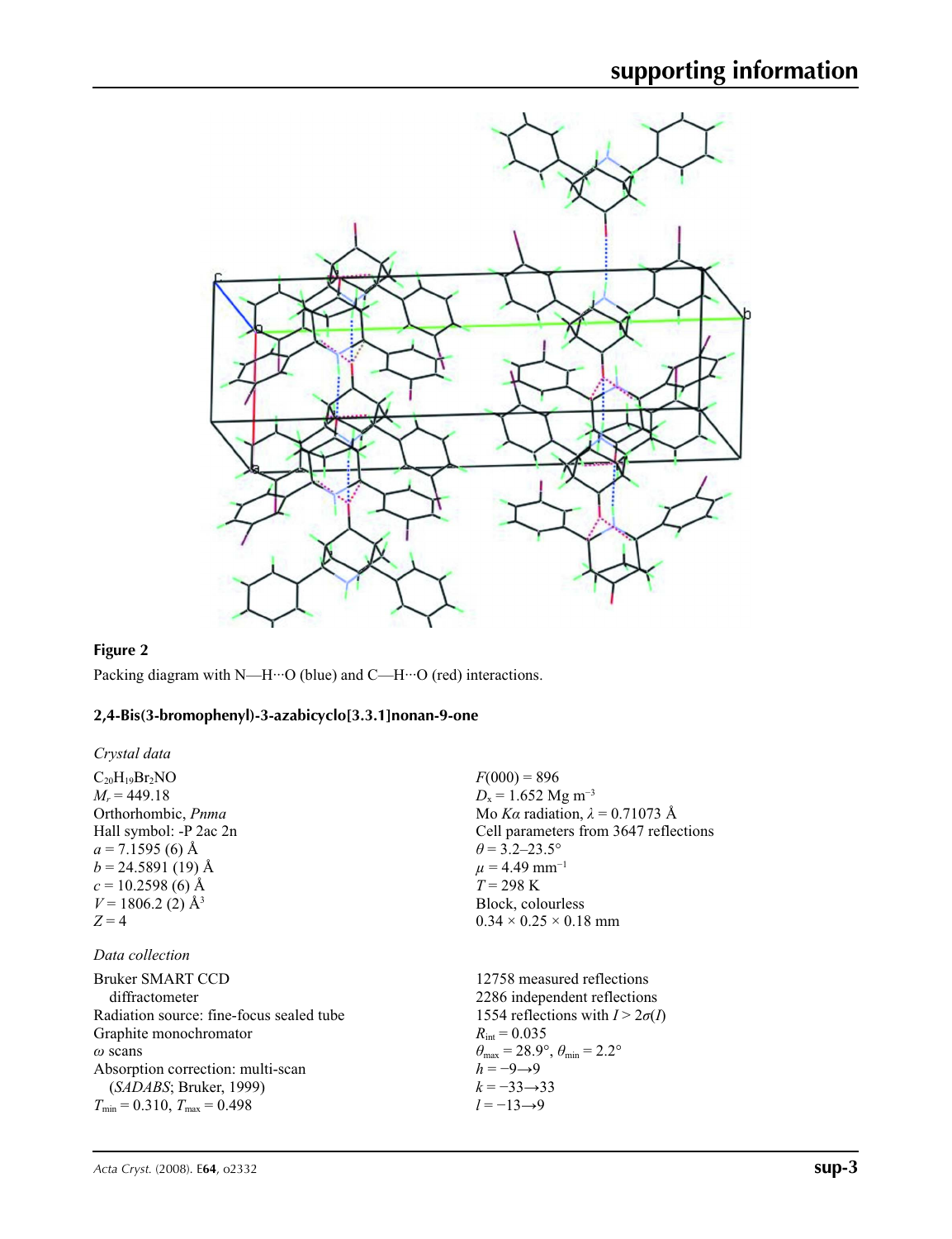**Figure 2**

Packing diagram with N—H···O (blue) and C—H···O (red) interactions.

## 2,4-Bis(3-bromophenyl)-3-azabicyclo[3.3.1]nonan-9-one

### *Crystal data*

$C_{20}H_{19}Br_2NO$
$M_r = 449.18$
Orthorhombic, *Pnma*
Hall symbol: -P 2ac 2n
$a = 7.1595$ (6) Å
$b = 24.5891$ (19) Å
$c = 10.2598$ (6) Å
$V = 1806.2$ (2) Å$^3$
$Z = 4$

$F(000) = 896$
$D_x = 1.652$ Mg m$^{-3}$
Mo $K\alpha$ radiation, $\lambda = 0.71073$ Å
Cell parameters from 3647 reflections
$\theta = 3.2$–$23.5°$
$\mu = 4.49$ mm$^{-1}$
$T = 298$ K
Block, colourless
0.34 × 0.25 × 0.18 mm

### *Data collection*

Bruker SMART CCD diffractometer
Radiation source: fine-focus sealed tube
Graphite monochromator
$\omega$ scans
Absorption correction: multi-scan (*SADABS*; Bruker, 1999)
$T_{min} = 0.310$, $T_{max} = 0.498$

12758 measured reflections
2286 independent reflections
1554 reflections with $I > 2\sigma(I)$
$R_{int} = 0.035$
$\theta_{max} = 28.9°$, $\theta_{min} = 2.2°$
$h = -9 \rightarrow 9$
$k = -33 \rightarrow 33$
$l = -13 \rightarrow 9$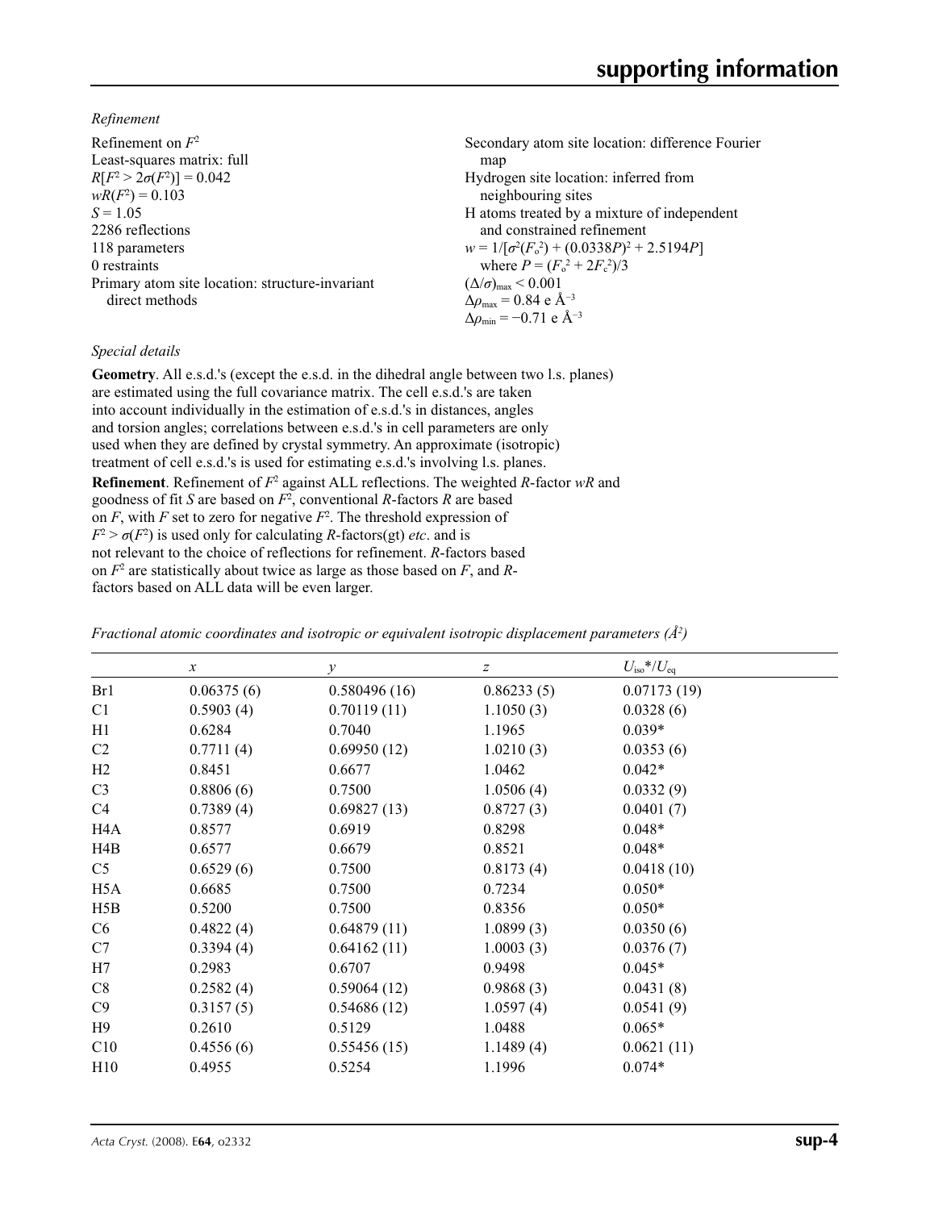*Refinement*

Refinement on $F^2$
Least-squares matrix: full
$R[F^2 > 2\sigma(F^2)] = 0.042$
$wR(F^2) = 0.103$
$S = 1.05$
2286 reflections
118 parameters
0 restraints
Primary atom site location: structure-invariant direct methods
Secondary atom site location: difference Fourier map
Hydrogen site location: inferred from neighbouring sites
H atoms treated by a mixture of independent and constrained refinement
$w = 1/[\sigma^2(F_o^2) + (0.0338P)^2 + 2.5194P]$
where $P = (F_o^2 + 2F_c^2)/3$
$(\Delta/\sigma)_{max} < 0.001$
$\Delta\rho_{max} = 0.84$ e Å$^{-3}$
$\Delta\rho_{min} = -0.71$ e Å$^{-3}$

*Special details*

**Geometry**. All e.s.d.'s (except the e.s.d. in the dihedral angle between two l.s. planes) are estimated using the full covariance matrix. The cell e.s.d.'s are taken into account individually in the estimation of e.s.d.'s in distances, angles and torsion angles; correlations between e.s.d.'s in cell parameters are only used when they are defined by crystal symmetry. An approximate (isotropic) treatment of cell e.s.d.'s is used for estimating e.s.d.'s involving l.s. planes.

**Refinement**. Refinement of $F^2$ against ALL reflections. The weighted $R$-factor $wR$ and goodness of fit $S$ are based on $F^2$, conventional $R$-factors $R$ are based on $F$, with $F$ set to zero for negative $F^2$. The threshold expression of $F^2 > \sigma(F^2)$ is used only for calculating $R$-factors(gt) *etc*. and is not relevant to the choice of reflections for refinement. $R$-factors based on $F^2$ are statistically about twice as large as those based on $F$, and $R$-factors based on ALL data will be even larger.

*Fractional atomic coordinates and isotropic or equivalent isotropic displacement parameters (Å$^2$)*

| | $x$ | $y$ | $z$ | $U_{iso}$*/$U_{eq}$ |
|---|---|---|---|---|
| Br1 | 0.06375 (6) | 0.580496 (16) | 0.86233 (5) | 0.07173 (19) |
| C1 | 0.5903 (4) | 0.70119 (11) | 1.1050 (3) | 0.0328 (6) |
| H1 | 0.6284 | 0.7040 | 1.1965 | 0.039* |
| C2 | 0.7711 (4) | 0.69950 (12) | 1.0210 (3) | 0.0353 (6) |
| H2 | 0.8451 | 0.6677 | 1.0462 | 0.042* |
| C3 | 0.8806 (6) | 0.7500 | 1.0506 (4) | 0.0332 (9) |
| C4 | 0.7389 (4) | 0.69827 (13) | 0.8727 (3) | 0.0401 (7) |
| H4A | 0.8577 | 0.6919 | 0.8298 | 0.048* |
| H4B | 0.6577 | 0.6679 | 0.8521 | 0.048* |
| C5 | 0.6529 (6) | 0.7500 | 0.8173 (4) | 0.0418 (10) |
| H5A | 0.6685 | 0.7500 | 0.7234 | 0.050* |
| H5B | 0.5200 | 0.7500 | 0.8356 | 0.050* |
| C6 | 0.4822 (4) | 0.64879 (11) | 1.0899 (3) | 0.0350 (6) |
| C7 | 0.3394 (4) | 0.64162 (11) | 1.0003 (3) | 0.0376 (7) |
| H7 | 0.2983 | 0.6707 | 0.9498 | 0.045* |
| C8 | 0.2582 (4) | 0.59064 (12) | 0.9868 (3) | 0.0431 (8) |
| C9 | 0.3157 (5) | 0.54686 (12) | 1.0597 (4) | 0.0541 (9) |
| H9 | 0.2610 | 0.5129 | 1.0488 | 0.065* |
| C10 | 0.4556 (6) | 0.55456 (15) | 1.1489 (4) | 0.0621 (11) |
| H10 | 0.4955 | 0.5254 | 1.1996 | 0.074* |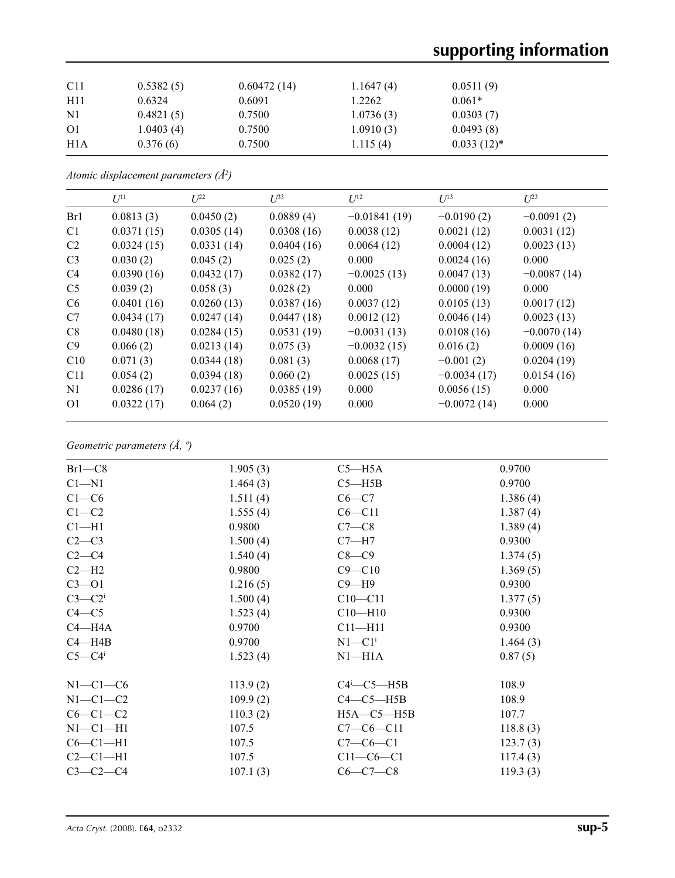| | | | | |
|---|---|---|---|---|
| C11 | 0.5382 (5) | 0.60472 (14) | 1.1647 (4) | 0.0511 (9) |
| H11 | 0.6324 | 0.6091 | 1.2262 | 0.061* |
| N1 | 0.4821 (5) | 0.7500 | 1.0736 (3) | 0.0303 (7) |
| O1 | 1.0403 (4) | 0.7500 | 1.0910 (3) | 0.0493 (8) |
| H1A | 0.376 (6) | 0.7500 | 1.115 (4) | 0.033 (12)* |

*Atomic displacement parameters (Å$^2$)*

| | $U^{11}$ | $U^{22}$ | $U^{33}$ | $U^{12}$ | $U^{13}$ | $U^{23}$ |
|---|---|---|---|---|---|---|
| Br1 | 0.0813 (3) | 0.0450 (2) | 0.0889 (4) | −0.01841 (19) | −0.0190 (2) | −0.0091 (2) |
| C1 | 0.0371 (15) | 0.0305 (14) | 0.0308 (16) | 0.0038 (12) | 0.0021 (12) | 0.0031 (12) |
| C2 | 0.0324 (15) | 0.0331 (14) | 0.0404 (16) | 0.0064 (12) | 0.0004 (12) | 0.0023 (13) |
| C3 | 0.030 (2) | 0.045 (2) | 0.025 (2) | 0.000 | 0.0024 (16) | 0.000 |
| C4 | 0.0390 (16) | 0.0432 (17) | 0.0382 (17) | −0.0025 (13) | 0.0047 (13) | −0.0087 (14) |
| C5 | 0.039 (2) | 0.058 (3) | 0.028 (2) | 0.000 | 0.0000 (19) | 0.000 |
| C6 | 0.0401 (16) | 0.0260 (13) | 0.0387 (16) | 0.0037 (12) | 0.0105 (13) | 0.0017 (12) |
| C7 | 0.0434 (17) | 0.0247 (14) | 0.0447 (18) | 0.0012 (12) | 0.0046 (14) | 0.0023 (13) |
| C8 | 0.0480 (18) | 0.0284 (15) | 0.0531 (19) | −0.0031 (13) | 0.0108 (16) | −0.0070 (14) |
| C9 | 0.066 (2) | 0.0213 (14) | 0.075 (3) | −0.0032 (15) | 0.016 (2) | 0.0009 (16) |
| C10 | 0.071 (3) | 0.0344 (18) | 0.081 (3) | 0.0068 (17) | −0.001 (2) | 0.0204 (19) |
| C11 | 0.054 (2) | 0.0394 (18) | 0.060 (2) | 0.0025 (15) | −0.0034 (17) | 0.0154 (16) |
| N1 | 0.0286 (17) | 0.0237 (16) | 0.0385 (19) | 0.000 | 0.0056 (15) | 0.000 |
| O1 | 0.0322 (17) | 0.064 (2) | 0.0520 (19) | 0.000 | −0.0072 (14) | 0.000 |

*Geometric parameters (Å, º)*

| | | | |
|---|---|---|---|
| Br1—C8 | 1.905 (3) | C5—H5A | 0.9700 |
| C1—N1 | 1.464 (3) | C5—H5B | 0.9700 |
| C1—C6 | 1.511 (4) | C6—C7 | 1.386 (4) |
| C1—C2 | 1.555 (4) | C6—C11 | 1.387 (4) |
| C1—H1 | 0.9800 | C7—C8 | 1.389 (4) |
| C2—C3 | 1.500 (4) | C7—H7 | 0.9300 |
| C2—C4 | 1.540 (4) | C8—C9 | 1.374 (5) |
| C2—H2 | 0.9800 | C9—C10 | 1.369 (5) |
| C3—O1 | 1.216 (5) | C9—H9 | 0.9300 |
| C3—C2$^{i}$ | 1.500 (4) | C10—C11 | 1.377 (5) |
| C4—C5 | 1.523 (4) | C10—H10 | 0.9300 |
| C4—H4A | 0.9700 | C11—H11 | 0.9300 |
| C4—H4B | 0.9700 | N1—C1$^{i}$ | 1.464 (3) |
| C5—C4$^{i}$ | 1.523 (4) | N1—H1A | 0.87 (5) |
| | | | |
| N1—C1—C6 | 113.9 (2) | C4$^{i}$—C5—H5B | 108.9 |
| N1—C1—C2 | 109.9 (2) | C4—C5—H5B | 108.9 |
| C6—C1—C2 | 110.3 (2) | H5A—C5—H5B | 107.7 |
| N1—C1—H1 | 107.5 | C7—C6—C11 | 118.8 (3) |
| C6—C1—H1 | 107.5 | C7—C6—C1 | 123.7 (3) |
| C2—C1—H1 | 107.5 | C11—C6—C1 | 117.4 (3) |
| C3—C2—C4 | 107.1 (3) | C6—C7—C8 | 119.3 (3) |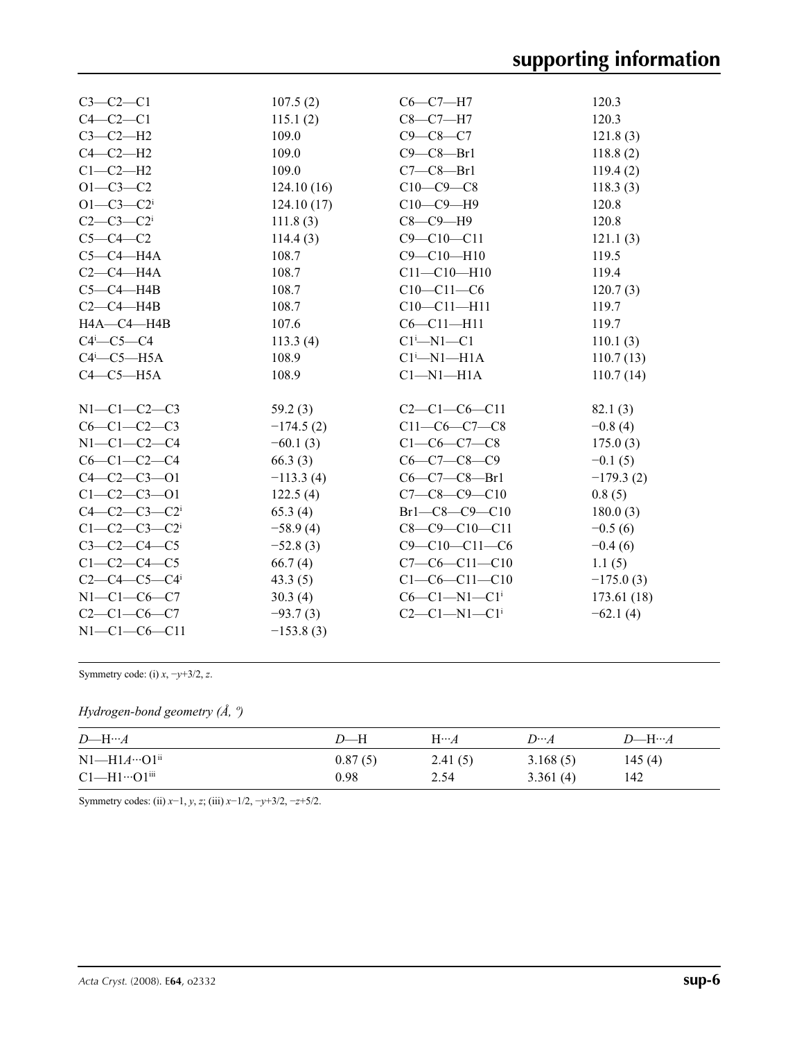| | | | |
|---|---|---|---|
| C3—C2—C1 | 107.5 (2) | C6—C7—H7 | 120.3 |
| C4—C2—C1 | 115.1 (2) | C8—C7—H7 | 120.3 |
| C3—C2—H2 | 109.0 | C9—C8—C7 | 121.8 (3) |
| C4—C2—H2 | 109.0 | C9—C8—Br1 | 118.8 (2) |
| C1—C2—H2 | 109.0 | C7—C8—Br1 | 119.4 (2) |
| O1—C3—C2 | 124.10 (16) | C10—C9—C8 | 118.3 (3) |
| O1—C3—C2$^{i}$ | 124.10 (17) | C10—C9—H9 | 120.8 |
| C2—C3—C2$^{i}$ | 111.8 (3) | C8—C9—H9 | 120.8 |
| C5—C4—C2 | 114.4 (3) | C9—C10—C11 | 121.1 (3) |
| C5—C4—H4A | 108.7 | C9—C10—H10 | 119.5 |
| C2—C4—H4A | 108.7 | C11—C10—H10 | 119.4 |
| C5—C4—H4B | 108.7 | C10—C11—C6 | 120.7 (3) |
| C2—C4—H4B | 108.7 | C10—C11—H11 | 119.7 |
| H4A—C4—H4B | 107.6 | C6—C11—H11 | 119.7 |
| C4$^{i}$—C5—C4 | 113.3 (4) | C1$^{i}$—N1—C1 | 110.1 (3) |
| C4$^{i}$—C5—H5A | 108.9 | C1$^{i}$—N1—H1A | 110.7 (13) |
| C4—C5—H5A | 108.9 | C1—N1—H1A | 110.7 (14) |
| | | | |
| N1—C1—C2—C3 | 59.2 (3) | C2—C1—C6—C11 | 82.1 (3) |
| C6—C1—C2—C3 | −174.5 (2) | C11—C6—C7—C8 | −0.8 (4) |
| N1—C1—C2—C4 | −60.1 (3) | C1—C6—C7—C8 | 175.0 (3) |
| C6—C1—C2—C4 | 66.3 (3) | C6—C7—C8—C9 | −0.1 (5) |
| C4—C2—C3—O1 | −113.3 (4) | C6—C7—C8—Br1 | −179.3 (2) |
| C1—C2—C3—O1 | 122.5 (4) | C7—C8—C9—C10 | 0.8 (5) |
| C4—C2—C3—C2$^{i}$ | 65.3 (4) | Br1—C8—C9—C10 | 180.0 (3) |
| C1—C2—C3—C2$^{i}$ | −58.9 (4) | C8—C9—C10—C11 | −0.5 (6) |
| C3—C2—C4—C5 | −52.8 (3) | C9—C10—C11—C6 | −0.4 (6) |
| C1—C2—C4—C5 | 66.7 (4) | C7—C6—C11—C10 | 1.1 (5) |
| C2—C4—C5—C4$^{i}$ | 43.3 (5) | C1—C6—C11—C10 | −175.0 (3) |
| N1—C1—C6—C7 | 30.3 (4) | C6—C1—N1—C1$^{i}$ | 173.61 (18) |
| C2—C1—C6—C7 | −93.7 (3) | C2—C1—N1—C1$^{i}$ | −62.1 (4) |
| N1—C1—C6—C11 | −153.8 (3) | | |

Symmetry code: (i) $x$, $-y+3/2$, $z$.

*Hydrogen-bond geometry (Å, º)*

| $D$—H···$A$ | $D$—H | H···$A$ | $D$···$A$ | $D$—H···$A$ |
|---|---|---|---|---|
| N1—H1$A$···O1$^{ii}$ | 0.87 (5) | 2.41 (5) | 3.168 (5) | 145 (4) |
| C1—H1···O1$^{iii}$ | 0.98 | 2.54 | 3.361 (4) | 142 |

Symmetry codes: (ii) $x-1$, $y$, $z$; (iii) $x-1/2$, $-y+3/2$, $-z+5/2$.